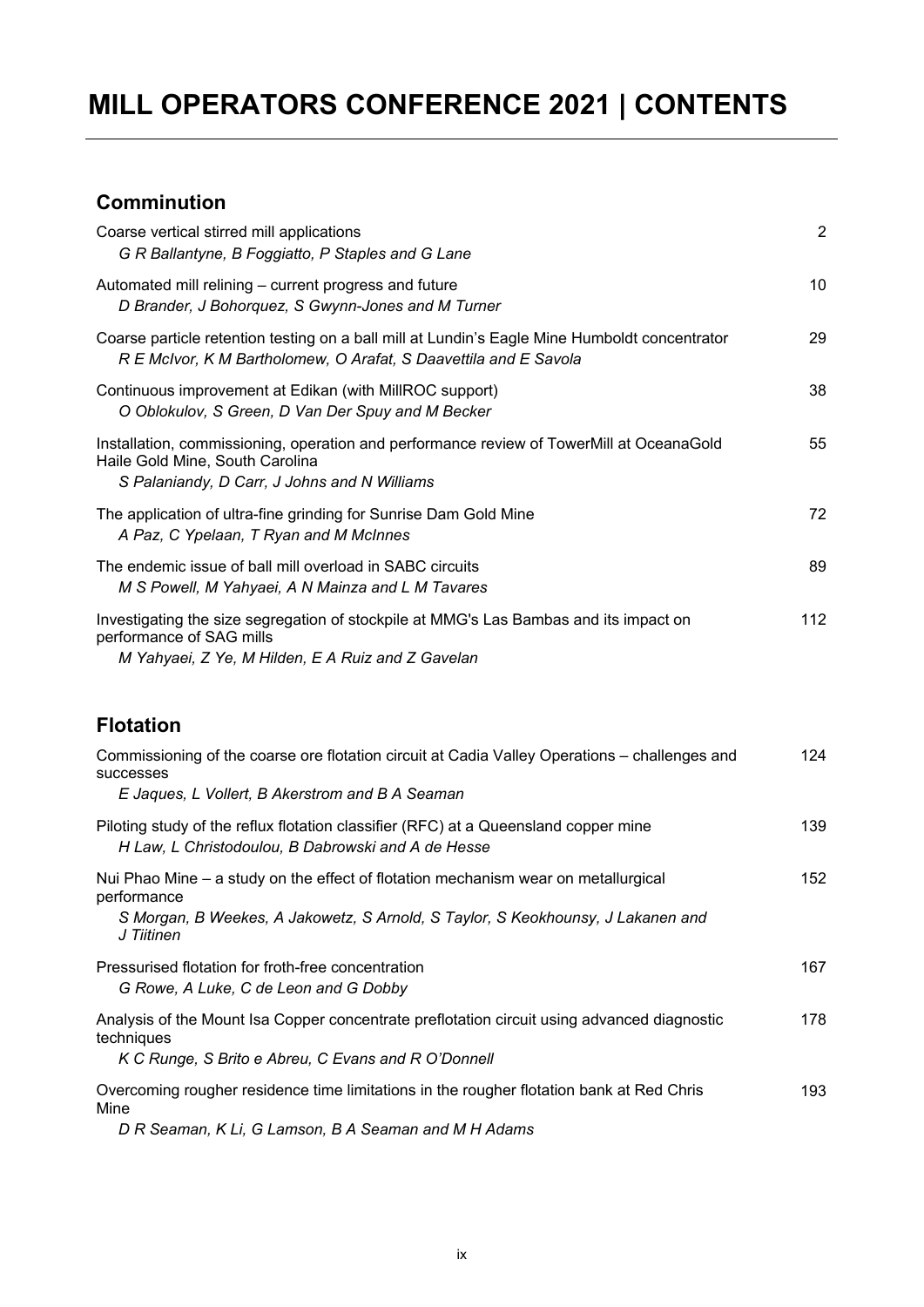# MILL OPERATORS CONFERENCE 2021 | CONTENTS

## Comminution

Coarse vertical stirred mill applications — 2
*G R Ballantyne, B Foggiatto, P Staples and G Lane*

Automated mill relining – current progress and future — 10
*D Brander, J Bohorquez, S Gwynn-Jones and M Turner*

Coarse particle retention testing on a ball mill at Lundin's Eagle Mine Humboldt concentrator — 29
*R E McIvor, K M Bartholomew, O Arafat, S Daavettila and E Savola*

Continuous improvement at Edikan (with MillROC support) — 38
*O Oblokulov, S Green, D Van Der Spuy and M Becker*

Installation, commissioning, operation and performance review of TowerMill at OceanaGold Haile Gold Mine, South Carolina — 55
*S Palaniandy, D Carr, J Johns and N Williams*

The application of ultra-fine grinding for Sunrise Dam Gold Mine — 72
*A Paz, C Ypelaan, T Ryan and M McInnes*

The endemic issue of ball mill overload in SABC circuits — 89
*M S Powell, M Yahyaei, A N Mainza and L M Tavares*

Investigating the size segregation of stockpile at MMG's Las Bambas and its impact on performance of SAG mills — 112
*M Yahyaei, Z Ye, M Hilden, E A Ruiz and Z Gavelan*

## Flotation

Commissioning of the coarse ore flotation circuit at Cadia Valley Operations – challenges and successes — 124
*E Jaques, L Vollert, B Akerstrom and B A Seaman*

Piloting study of the reflux flotation classifier (RFC) at a Queensland copper mine — 139
*H Law, L Christodoulou, B Dabrowski and A de Hesse*

Nui Phao Mine – a study on the effect of flotation mechanism wear on metallurgical performance — 152
*S Morgan, B Weekes, A Jakowetz, S Arnold, S Taylor, S Keokhounsy, J Lakanen and J Tiitinen*

Pressurised flotation for froth-free concentration — 167
*G Rowe, A Luke, C de Leon and G Dobby*

Analysis of the Mount Isa Copper concentrate preflotation circuit using advanced diagnostic techniques — 178
*K C Runge, S Brito e Abreu, C Evans and R O'Donnell*

Overcoming rougher residence time limitations in the rougher flotation bank at Red Chris Mine — 193
*D R Seaman, K Li, G Lamson, B A Seaman and M H Adams*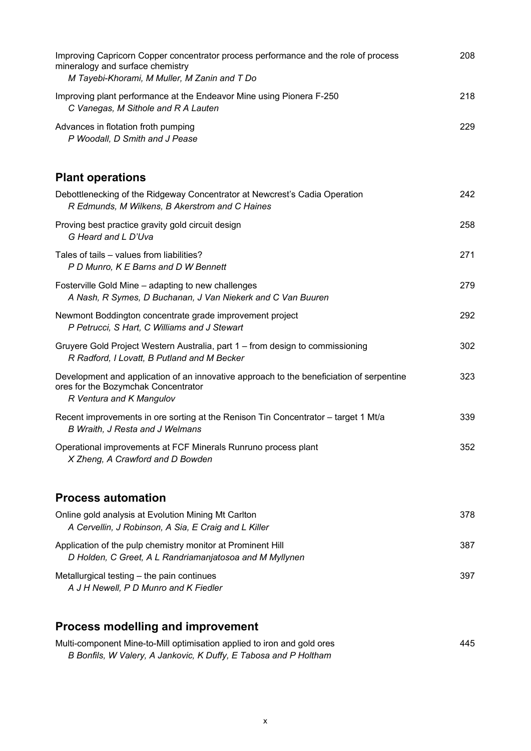Improving Capricorn Copper concentrator process performance and the role of process mineralogy and surface chemistry — 208
*M Tayebi-Khorami, M Muller, M Zanin and T Do*

Improving plant performance at the Endeavor Mine using Pionera F-250 — 218
*C Vanegas, M Sithole and R A Lauten*

Advances in flotation froth pumping — 229
*P Woodall, D Smith and J Pease*

## Plant operations

Debottlenecking of the Ridgeway Concentrator at Newcrest's Cadia Operation — 242
*R Edmunds, M Wilkens, B Akerstrom and C Haines*

Proving best practice gravity gold circuit design — 258
*G Heard and L D'Uva*

Tales of tails – values from liabilities? — 271
*P D Munro, K E Barns and D W Bennett*

Fosterville Gold Mine – adapting to new challenges — 279
*A Nash, R Symes, D Buchanan, J Van Niekerk and C Van Buuren*

Newmont Boddington concentrate grade improvement project — 292
*P Petrucci, S Hart, C Williams and J Stewart*

Gruyere Gold Project Western Australia, part 1 – from design to commissioning — 302
*R Radford, I Lovatt, B Putland and M Becker*

Development and application of an innovative approach to the beneficiation of serpentine ores for the Bozymchak Concentrator — 323
*R Ventura and K Mangulov*

Recent improvements in ore sorting at the Renison Tin Concentrator – target 1 Mt/a — 339
*B Wraith, J Resta and J Welmans*

Operational improvements at FCF Minerals Runruno process plant — 352
*X Zheng, A Crawford and D Bowden*

## Process automation

Online gold analysis at Evolution Mining Mt Carlton — 378
*A Cervellin, J Robinson, A Sia, E Craig and L Killer*

Application of the pulp chemistry monitor at Prominent Hill — 387
*D Holden, C Greet, A L Randriamanjatosoa and M Myllynen*

Metallurgical testing – the pain continues — 397
*A J H Newell, P D Munro and K Fiedler*

## Process modelling and improvement

Multi-component Mine-to-Mill optimisation applied to iron and gold ores — 445
*B Bonfils, W Valery, A Jankovic, K Duffy, E Tabosa and P Holtham*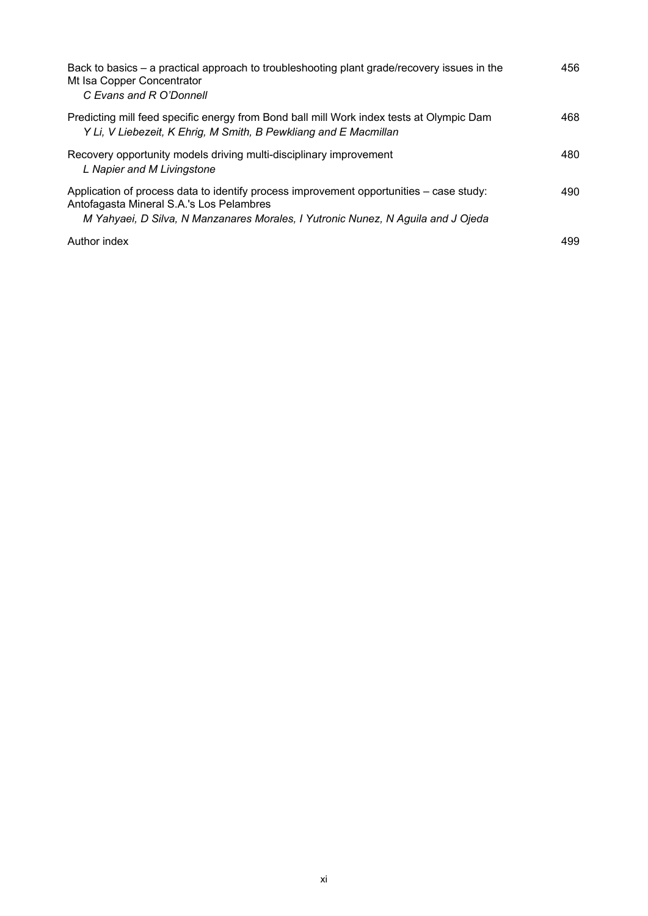Back to basics – a practical approach to troubleshooting plant grade/recovery issues in the Mt Isa Copper Concentrator 456
*C Evans and R O'Donnell*

Predicting mill feed specific energy from Bond ball mill Work index tests at Olympic Dam 468
*Y Li, V Liebezeit, K Ehrig, M Smith, B Pewkliang and E Macmillan*

Recovery opportunity models driving multi-disciplinary improvement 480
*L Napier and M Livingstone*

Application of process data to identify process improvement opportunities – case study: Antofagasta Mineral S.A.'s Los Pelambres 490
*M Yahyaei, D Silva, N Manzanares Morales, I Yutronic Nunez, N Aguila and J Ojeda*

Author index 499